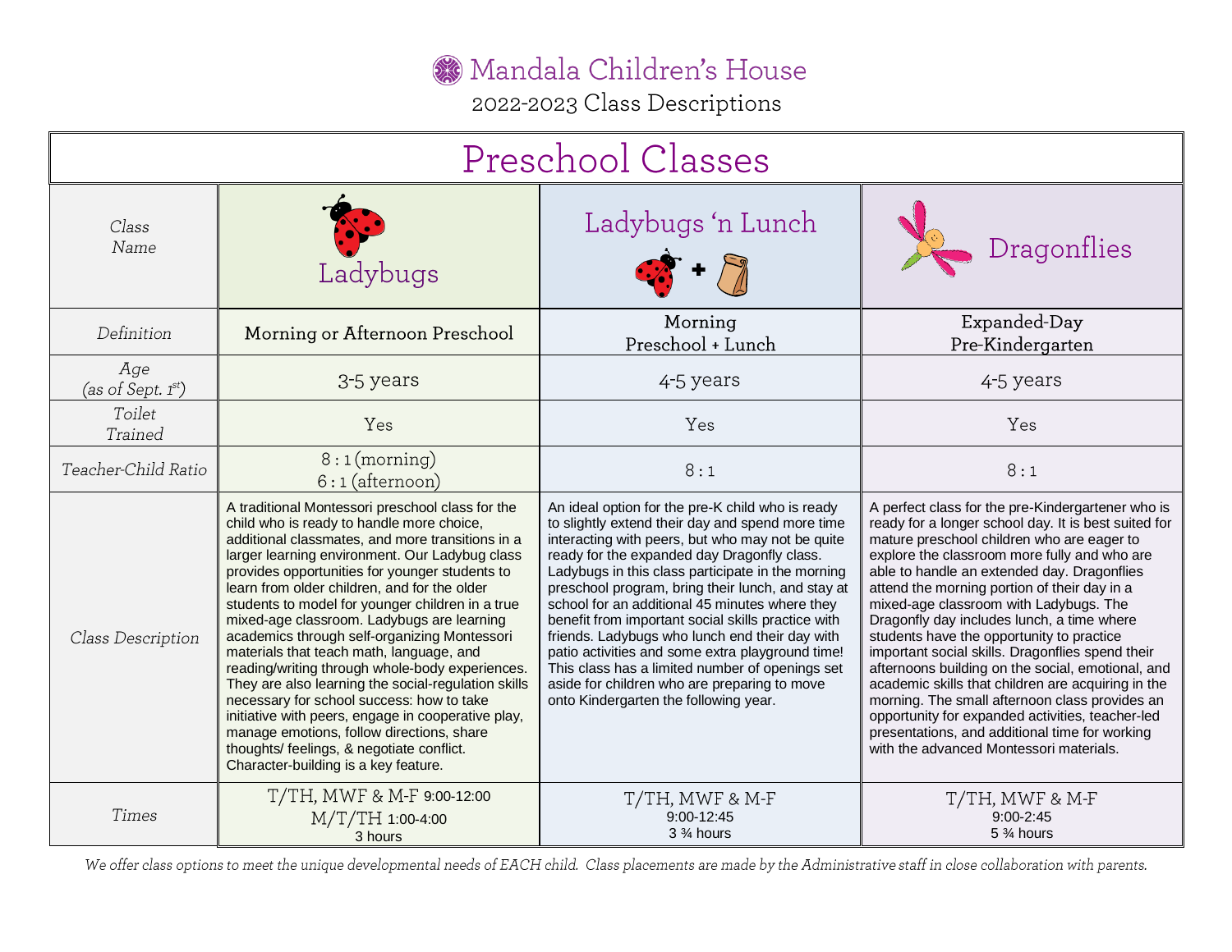# Mandala Children's House

2022-2023 Class Descriptions

## Preschool Classes

| Class Name | Ladybugs | Ladybugs 'n Lunch | Dragonflies |
|---|---|---|---|
| *Definition* | Morning or Afternoon Preschool | Morning Preschool + Lunch | Expanded-Day Pre-Kindergarten |
| *Age (as of Sept. 1st)* | 3-5 years | 4-5 years | 4-5 years |
| *Toilet Trained* | Yes | Yes | Yes |
| *Teacher-Child Ratio* | 8 : 1 (morning) 6 : 1 (afternoon) | 8 : 1 | 8 : 1 |
| *Class Description* | A traditional Montessori preschool class for the child who is ready to handle more choice, additional classmates, and more transitions in a larger learning environment. Our Ladybug class provides opportunities for younger students to learn from older children, and for the older students to model for younger children in a true mixed-age classroom. Ladybugs are learning academics through self-organizing Montessori materials that teach math, language, and reading/writing through whole-body experiences. They are also learning the social-regulation skills necessary for school success: how to take initiative with peers, engage in cooperative play, manage emotions, follow directions, share thoughts/ feelings, & negotiate conflict. Character-building is a key feature. | An ideal option for the pre-K child who is ready to slightly extend their day and spend more time interacting with peers, but who may not be quite ready for the expanded day Dragonfly class. Ladybugs in this class participate in the morning preschool program, bring their lunch, and stay at school for an additional 45 minutes where they benefit from important social skills practice with friends. Ladybugs who lunch end their day with patio activities and some extra playground time! This class has a limited number of openings set aside for children who are preparing to move onto Kindergarten the following year. | A perfect class for the pre-Kindergartener who is ready for a longer school day. It is best suited for mature preschool children who are eager to explore the classroom more fully and who are able to handle an extended day. Dragonflies attend the morning portion of their day in a mixed-age classroom with Ladybugs. The Dragonfly day includes lunch, a time where students have the opportunity to practice important social skills. Dragonflies spend their afternoons building on the social, emotional, and academic skills that children are acquiring in the morning. The small afternoon class provides an opportunity for expanded activities, teacher-led presentations, and additional time for working with the advanced Montessori materials. |
| *Times* | T/TH, MWF & M-F 9:00-12:00 M/T/TH 1:00-4:00 3 hours | T/TH, MWF & M-F 9:00-12:45 3 ¾ hours | T/TH, MWF & M-F 9:00-2:45 5 ¾ hours |

*We offer class options to meet the unique developmental needs of EACH child. Class placements are made by the Administrative staff in close collaboration with parents.*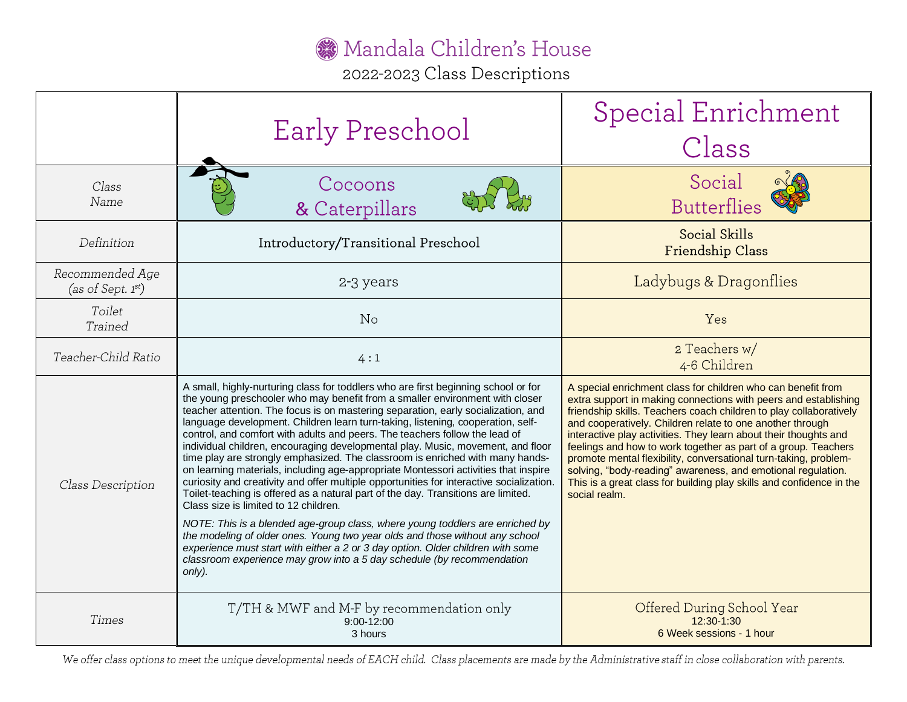# Mandala Children's House

## 2022-2023 Class Descriptions

| | Early Preschool | Special Enrichment Class |
|---|---|---|
| *Class Name* | Cocoons & Caterpillars | Social Butterflies |
| *Definition* | Introductory/Transitional Preschool | Social Skills Friendship Class |
| *Recommended Age (as of Sept. 1st)* | 2-3 years | Ladybugs & Dragonflies |
| *Toilet Trained* | No | Yes |
| *Teacher-Child Ratio* | 4 : 1 | 2 Teachers w/ 4-6 Children |
| *Class Description* | A small, highly-nurturing class for toddlers who are first beginning school or for the young preschooler who may benefit from a smaller environment with closer teacher attention. The focus is on mastering separation, early socialization, and language development. Children learn turn-taking, listening, cooperation, self-control, and comfort with adults and peers. The teachers follow the lead of individual children, encouraging developmental play. Music, movement, and floor time play are strongly emphasized. The classroom is enriched with many hands-on learning materials, including age-appropriate Montessori activities that inspire curiosity and creativity and offer multiple opportunities for interactive socialization. Toilet-teaching is offered as a natural part of the day. Transitions are limited. Class size is limited to 12 children. *NOTE: This is a blended age-group class, where young toddlers are enriched by the modeling of older ones. Young two year olds and those without any school experience must start with either a 2 or 3 day option. Older children with some classroom experience may grow into a 5 day schedule (by recommendation only).* | A special enrichment class for children who can benefit from extra support in making connections with peers and establishing friendship skills. Teachers coach children to play collaboratively and cooperatively. Children relate to one another through interactive play activities. They learn about their thoughts and feelings and how to work together as part of a group. Teachers promote mental flexibility, conversational turn-taking, problem-solving, "body-reading" awareness, and emotional regulation. This is a great class for building play skills and confidence in the social realm. |
| *Times* | T/TH & MWF and M-F by recommendation only<br>9:00-12:00<br>3 hours | Offered During School Year<br>12:30-1:30<br>6 Week sessions - 1 hour |

*We offer class options to meet the unique developmental needs of EACH child. Class placements are made by the Administrative staff in close collaboration with parents.*